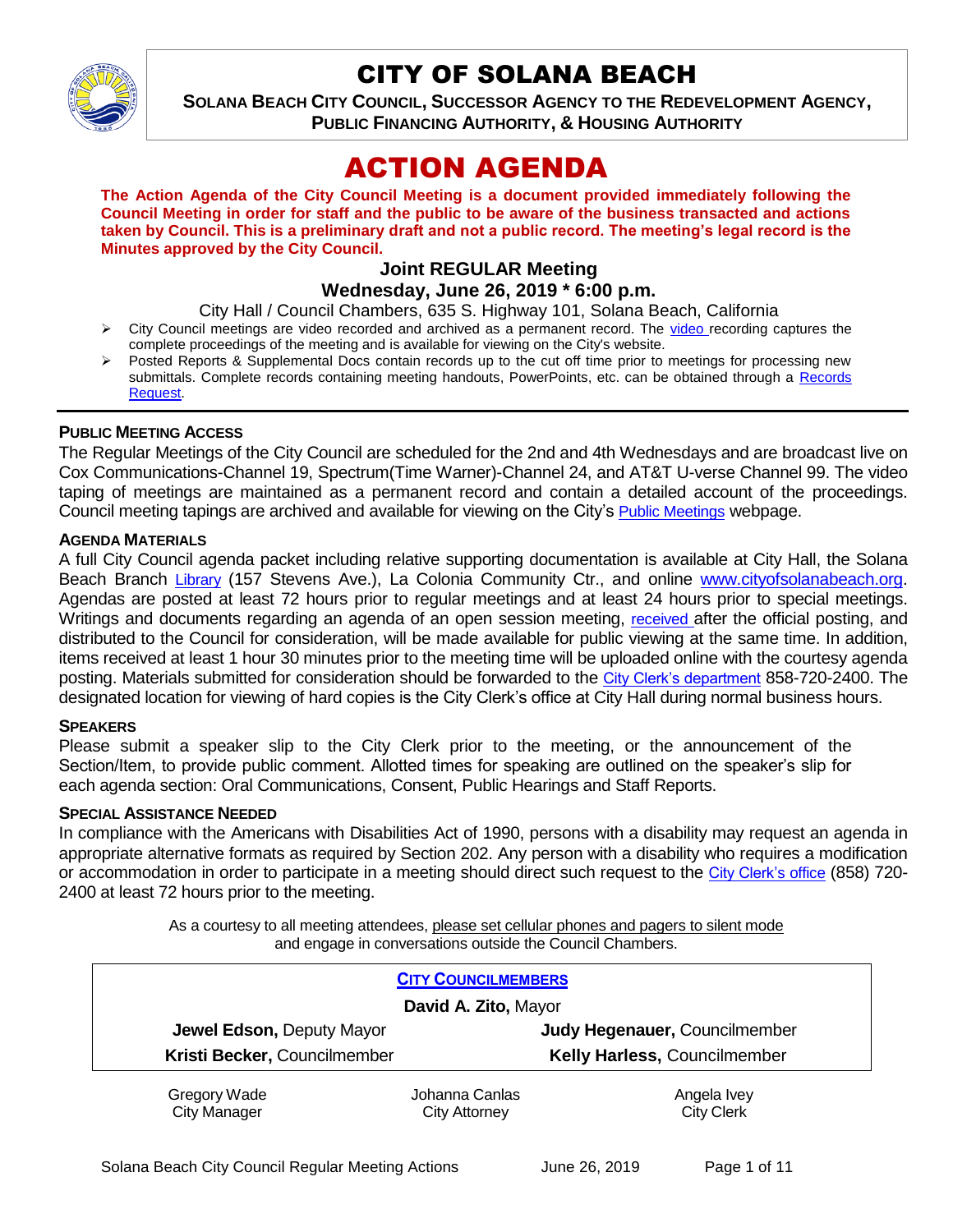# CITY OF SOLANA BEACH

**SOLANA BEACH CITY COUNCIL, SUCCESSOR AGENCY TO THE REDEVELOPMENT AGENCY, PUBLIC FINANCING AUTHORITY, & HOUSING AUTHORITY**

# ACTION AGENDA

**The Action Agenda of the City Council Meeting is a document provided immediately following the Council Meeting in order for staff and the public to be aware of the business transacted and actions taken by Council. This is a preliminary draft and not a public record. The meeting's legal record is the Minutes approved by the City Council.**

### Joint REGULAR Meeting
### Wednesday, June 26, 2019 * 6:00 p.m.

City Hall / Council Chambers, 635 S. Highway 101, Solana Beach, California

- City Council meetings are video recorded and archived as a permanent record. The video recording captures the complete proceedings of the meeting and is available for viewing on the City's website.
- Posted Reports & Supplemental Docs contain records up to the cut off time prior to meetings for processing new submittals. Complete records containing meeting handouts, PowerPoints, etc. can be obtained through a Records Request.

**PUBLIC MEETING ACCESS**

The Regular Meetings of the City Council are scheduled for the 2nd and 4th Wednesdays and are broadcast live on Cox Communications-Channel 19, Spectrum(Time Warner)-Channel 24, and AT&T U-verse Channel 99. The video taping of meetings are maintained as a permanent record and contain a detailed account of the proceedings. Council meeting tapings are archived and available for viewing on the City's Public Meetings webpage.

**AGENDA MATERIALS**

A full City Council agenda packet including relative supporting documentation is available at City Hall, the Solana Beach Branch Library (157 Stevens Ave.), La Colonia Community Ctr., and online www.cityofsolanabeach.org. Agendas are posted at least 72 hours prior to regular meetings and at least 24 hours prior to special meetings. Writings and documents regarding an agenda of an open session meeting, received after the official posting, and distributed to the Council for consideration, will be made available for public viewing at the same time. In addition, items received at least 1 hour 30 minutes prior to the meeting time will be uploaded online with the courtesy agenda posting. Materials submitted for consideration should be forwarded to the City Clerk's department 858-720-2400. The designated location for viewing of hard copies is the City Clerk's office at City Hall during normal business hours.

**SPEAKERS**

Please submit a speaker slip to the City Clerk prior to the meeting, or the announcement of the Section/Item, to provide public comment. Allotted times for speaking are outlined on the speaker's slip for each agenda section: Oral Communications, Consent, Public Hearings and Staff Reports.

**SPECIAL ASSISTANCE NEEDED**

In compliance with the Americans with Disabilities Act of 1990, persons with a disability may request an agenda in appropriate alternative formats as required by Section 202. Any person with a disability who requires a modification or accommodation in order to participate in a meeting should direct such request to the City Clerk's office (858) 720-2400 at least 72 hours prior to the meeting.

As a courtesy to all meeting attendees, please set cellular phones and pagers to silent mode and engage in conversations outside the Council Chambers.

**CITY COUNCILMEMBERS**

**David A. Zito,** Mayor

| | |
|---|---|
| **Jewel Edson,** Deputy Mayor | **Judy Hegenauer,** Councilmember |
| **Kristi Becker,** Councilmember | **Kelly Harless,** Councilmember |

| | | |
|---|---|---|
| Gregory Wade<br>City Manager | Johanna Canlas<br>City Attorney | Angela Ivey<br>City Clerk |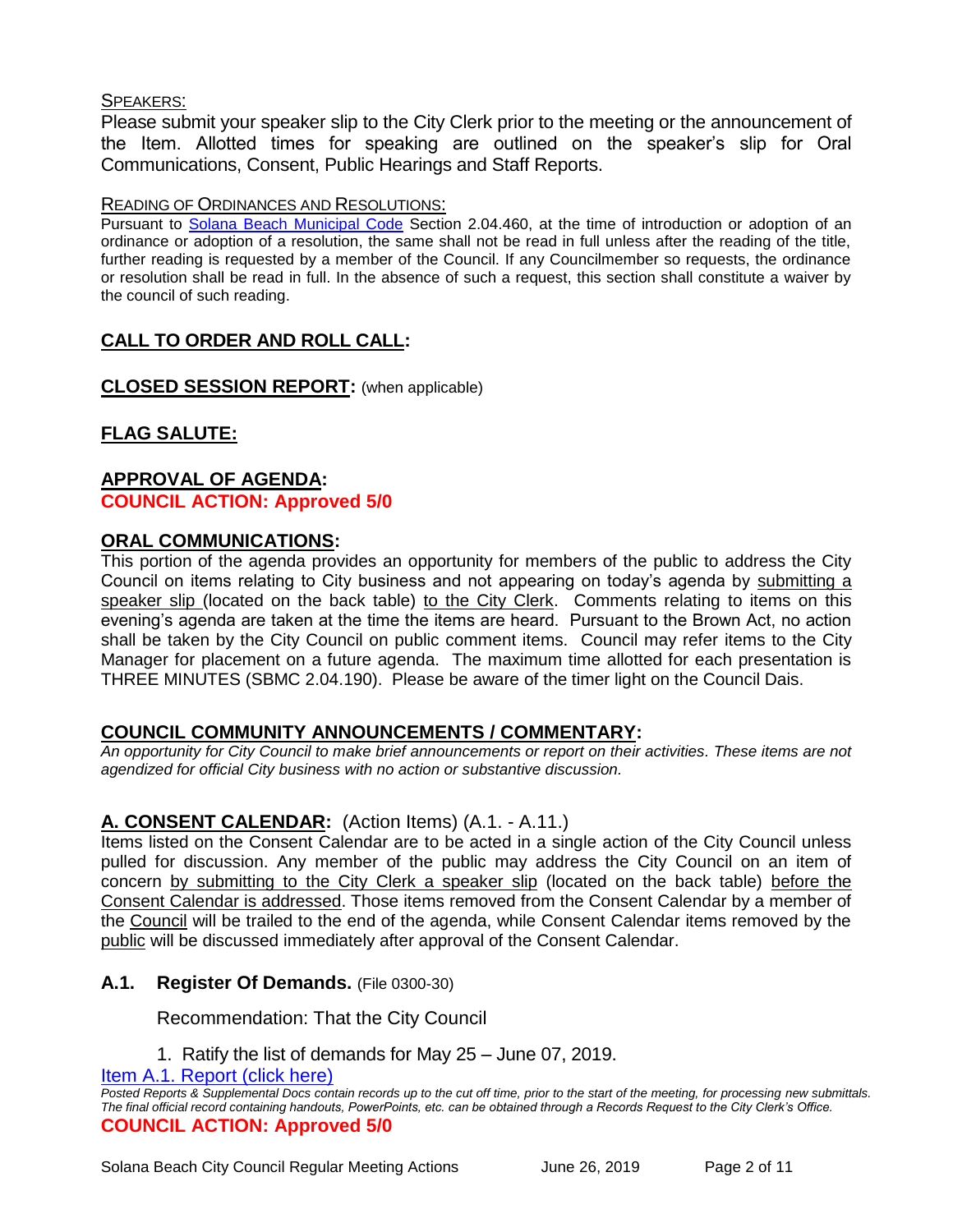SPEAKERS:

Please submit your speaker slip to the City Clerk prior to the meeting or the announcement of the Item. Allotted times for speaking are outlined on the speaker's slip for Oral Communications, Consent, Public Hearings and Staff Reports.

READING OF ORDINANCES AND RESOLUTIONS:

Pursuant to [Solana Beach Municipal Code](#) Section 2.04.460, at the time of introduction or adoption of an ordinance or adoption of a resolution, the same shall not be read in full unless after the reading of the title, further reading is requested by a member of the Council. If any Councilmember so requests, the ordinance or resolution shall be read in full. In the absence of such a request, this section shall constitute a waiver by the council of such reading.

## CALL TO ORDER AND ROLL CALL:

## CLOSED SESSION REPORT: (when applicable)

## FLAG SALUTE:

## APPROVAL OF AGENDA:

**COUNCIL ACTION: Approved 5/0**

## ORAL COMMUNICATIONS:

This portion of the agenda provides an opportunity for members of the public to address the City Council on items relating to City business and not appearing on today's agenda by submitting a speaker slip (located on the back table) to the City Clerk. Comments relating to items on this evening's agenda are taken at the time the items are heard. Pursuant to the Brown Act, no action shall be taken by the City Council on public comment items. Council may refer items to the City Manager for placement on a future agenda. The maximum time allotted for each presentation is THREE MINUTES (SBMC 2.04.190). Please be aware of the timer light on the Council Dais.

## COUNCIL COMMUNITY ANNOUNCEMENTS / COMMENTARY:

*An opportunity for City Council to make brief announcements or report on their activities. These items are not agendized for official City business with no action or substantive discussion.*

## A. CONSENT CALENDAR: (Action Items) (A.1. - A.11.)

Items listed on the Consent Calendar are to be acted in a single action of the City Council unless pulled for discussion. Any member of the public may address the City Council on an item of concern by submitting to the City Clerk a speaker slip (located on the back table) before the Consent Calendar is addressed. Those items removed from the Consent Calendar by a member of the Council will be trailed to the end of the agenda, while Consent Calendar items removed by the public will be discussed immediately after approval of the Consent Calendar.

### A.1. Register Of Demands. (File 0300-30)

Recommendation: That the City Council

1. Ratify the list of demands for May 25 – June 07, 2019.

[Item A.1. Report (click here)](#)

*Posted Reports & Supplemental Docs contain records up to the cut off time, prior to the start of the meeting, for processing new submittals. The final official record containing handouts, PowerPoints, etc. can be obtained through a Records Request to the City Clerk's Office.*

**COUNCIL ACTION: Approved 5/0**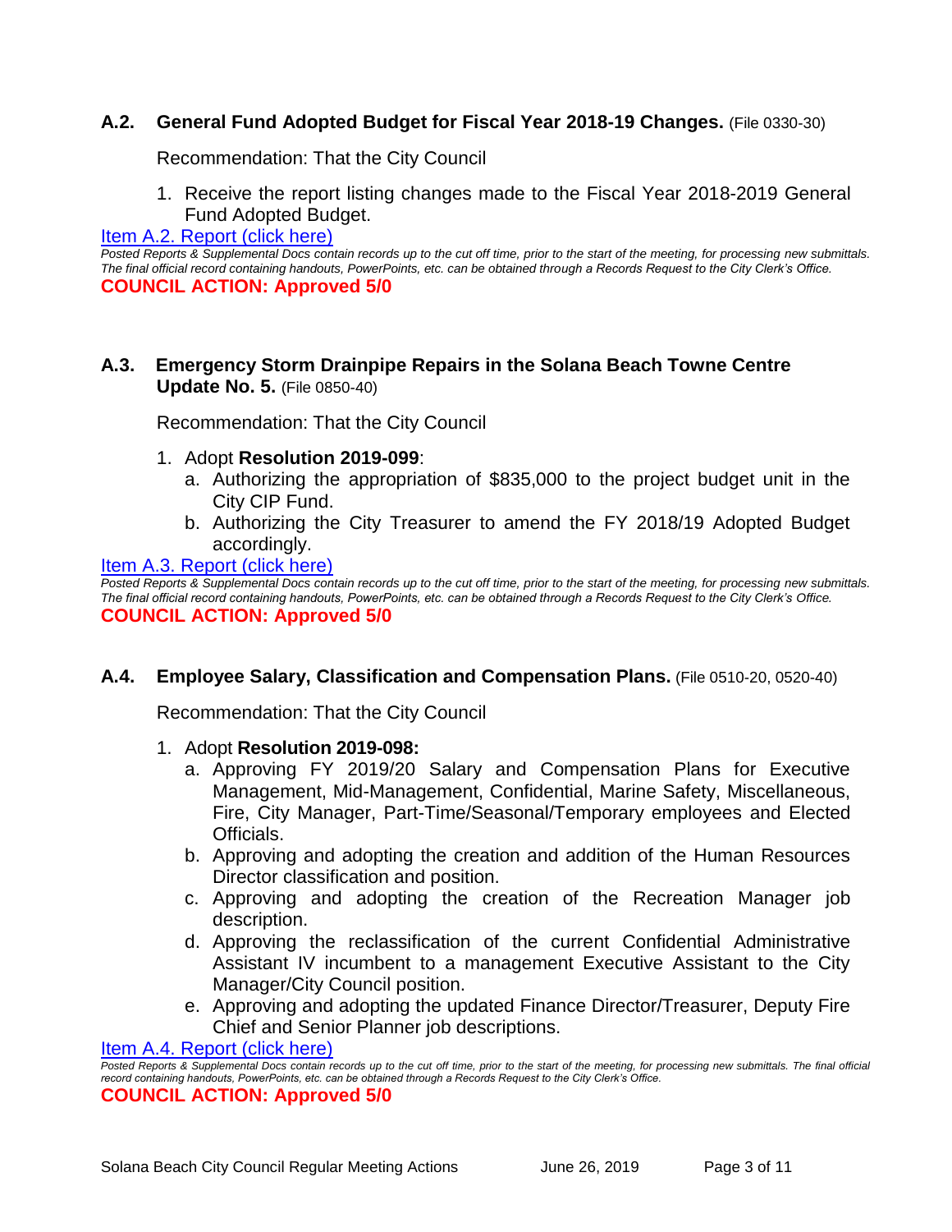### **A.2. General Fund Adopted Budget for Fiscal Year 2018-19 Changes.** (File 0330-30)

Recommendation: That the City Council

1. Receive the report listing changes made to the Fiscal Year 2018-2019 General Fund Adopted Budget.

[Item A.2. Report (click here)]

*Posted Reports & Supplemental Docs contain records up to the cut off time, prior to the start of the meeting, for processing new submittals. The final official record containing handouts, PowerPoints, etc. can be obtained through a Records Request to the City Clerk's Office.*

**COUNCIL ACTION: Approved 5/0**

### **A.3. Emergency Storm Drainpipe Repairs in the Solana Beach Towne Centre Update No. 5.** (File 0850-40)

Recommendation: That the City Council

1. Adopt **Resolution 2019-099**:
   a. Authorizing the appropriation of $835,000 to the project budget unit in the City CIP Fund.
   b. Authorizing the City Treasurer to amend the FY 2018/19 Adopted Budget accordingly.

[Item A.3. Report (click here)]

*Posted Reports & Supplemental Docs contain records up to the cut off time, prior to the start of the meeting, for processing new submittals. The final official record containing handouts, PowerPoints, etc. can be obtained through a Records Request to the City Clerk's Office.*

**COUNCIL ACTION: Approved 5/0**

### **A.4. Employee Salary, Classification and Compensation Plans.** (File 0510-20, 0520-40)

Recommendation: That the City Council

1. Adopt **Resolution 2019-098:**
   a. Approving FY 2019/20 Salary and Compensation Plans for Executive Management, Mid-Management, Confidential, Marine Safety, Miscellaneous, Fire, City Manager, Part-Time/Seasonal/Temporary employees and Elected Officials.
   b. Approving and adopting the creation and addition of the Human Resources Director classification and position.
   c. Approving and adopting the creation of the Recreation Manager job description.
   d. Approving the reclassification of the current Confidential Administrative Assistant IV incumbent to a management Executive Assistant to the City Manager/City Council position.
   e. Approving and adopting the updated Finance Director/Treasurer, Deputy Fire Chief and Senior Planner job descriptions.

[Item A.4. Report (click here)]

*Posted Reports & Supplemental Docs contain records up to the cut off time, prior to the start of the meeting, for processing new submittals. The final official record containing handouts, PowerPoints, etc. can be obtained through a Records Request to the City Clerk's Office.*

**COUNCIL ACTION: Approved 5/0**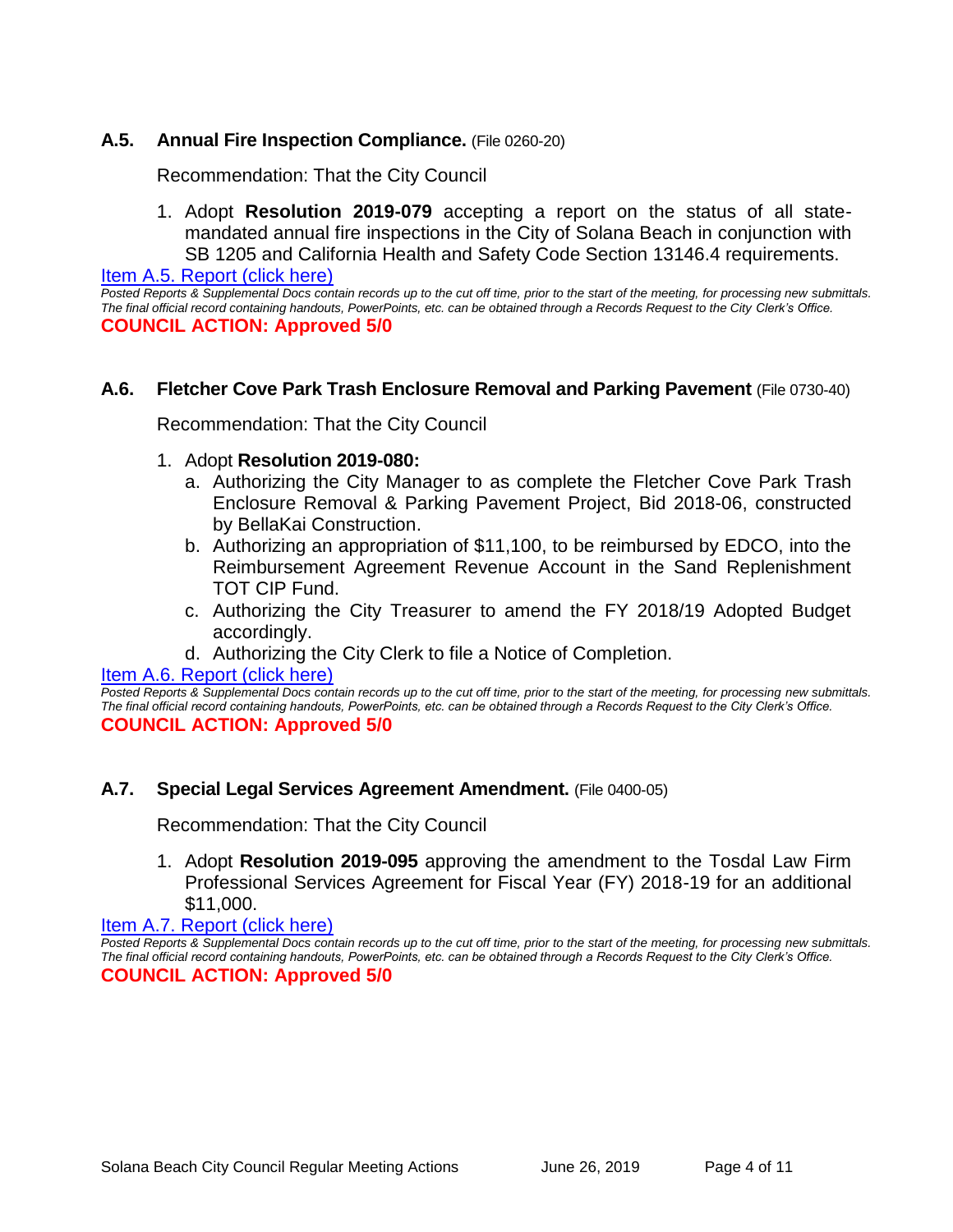### **A.5. Annual Fire Inspection Compliance.** (File 0260-20)

Recommendation: That the City Council

1. Adopt **Resolution 2019-079** accepting a report on the status of all state-mandated annual fire inspections in the City of Solana Beach in conjunction with SB 1205 and California Health and Safety Code Section 13146.4 requirements.

[Item A.5. Report (click here)]

*Posted Reports & Supplemental Docs contain records up to the cut off time, prior to the start of the meeting, for processing new submittals. The final official record containing handouts, PowerPoints, etc. can be obtained through a Records Request to the City Clerk's Office.*

**COUNCIL ACTION: Approved 5/0**

### **A.6. Fletcher Cove Park Trash Enclosure Removal and Parking Pavement** (File 0730-40)

Recommendation: That the City Council

1. Adopt **Resolution 2019-080:**
   a. Authorizing the City Manager to as complete the Fletcher Cove Park Trash Enclosure Removal & Parking Pavement Project, Bid 2018-06, constructed by BellaKai Construction.
   b. Authorizing an appropriation of $11,100, to be reimbursed by EDCO, into the Reimbursement Agreement Revenue Account in the Sand Replenishment TOT CIP Fund.
   c. Authorizing the City Treasurer to amend the FY 2018/19 Adopted Budget accordingly.
   d. Authorizing the City Clerk to file a Notice of Completion.

[Item A.6. Report (click here)]

*Posted Reports & Supplemental Docs contain records up to the cut off time, prior to the start of the meeting, for processing new submittals. The final official record containing handouts, PowerPoints, etc. can be obtained through a Records Request to the City Clerk's Office.*

**COUNCIL ACTION: Approved 5/0**

### **A.7. Special Legal Services Agreement Amendment.** (File 0400-05)

Recommendation: That the City Council

1. Adopt **Resolution 2019-095** approving the amendment to the Tosdal Law Firm Professional Services Agreement for Fiscal Year (FY) 2018-19 for an additional $11,000.

[Item A.7. Report (click here)]

*Posted Reports & Supplemental Docs contain records up to the cut off time, prior to the start of the meeting, for processing new submittals. The final official record containing handouts, PowerPoints, etc. can be obtained through a Records Request to the City Clerk's Office.*

**COUNCIL ACTION: Approved 5/0**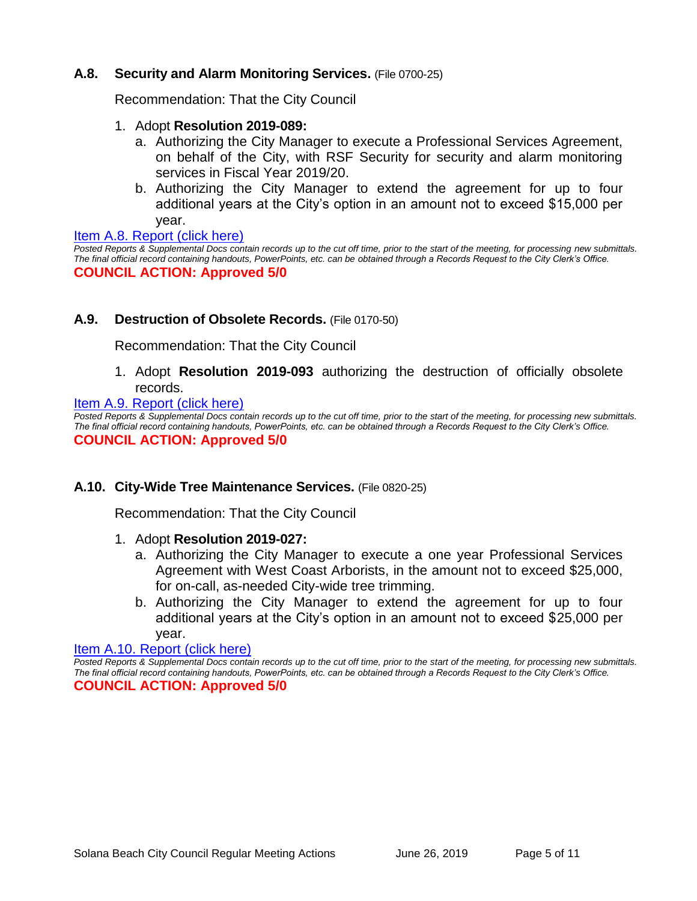### A.8. Security and Alarm Monitoring Services. (File 0700-25)

Recommendation: That the City Council

1. Adopt **Resolution 2019-089:**
   a. Authorizing the City Manager to execute a Professional Services Agreement, on behalf of the City, with RSF Security for security and alarm monitoring services in Fiscal Year 2019/20.
   b. Authorizing the City Manager to extend the agreement for up to four additional years at the City's option in an amount not to exceed $15,000 per year.

Item A.8. Report (click here)

*Posted Reports & Supplemental Docs contain records up to the cut off time, prior to the start of the meeting, for processing new submittals. The final official record containing handouts, PowerPoints, etc. can be obtained through a Records Request to the City Clerk's Office.*

**COUNCIL ACTION: Approved 5/0**

### A.9. Destruction of Obsolete Records. (File 0170-50)

Recommendation: That the City Council

1. Adopt **Resolution 2019-093** authorizing the destruction of officially obsolete records.

Item A.9. Report (click here)

*Posted Reports & Supplemental Docs contain records up to the cut off time, prior to the start of the meeting, for processing new submittals. The final official record containing handouts, PowerPoints, etc. can be obtained through a Records Request to the City Clerk's Office.*

**COUNCIL ACTION: Approved 5/0**

### A.10. City-Wide Tree Maintenance Services. (File 0820-25)

Recommendation: That the City Council

1. Adopt **Resolution 2019-027:**
   a. Authorizing the City Manager to execute a one year Professional Services Agreement with West Coast Arborists, in the amount not to exceed $25,000, for on-call, as-needed City-wide tree trimming.
   b. Authorizing the City Manager to extend the agreement for up to four additional years at the City's option in an amount not to exceed $25,000 per year.

Item A.10. Report (click here)

*Posted Reports & Supplemental Docs contain records up to the cut off time, prior to the start of the meeting, for processing new submittals. The final official record containing handouts, PowerPoints, etc. can be obtained through a Records Request to the City Clerk's Office.*

**COUNCIL ACTION: Approved 5/0**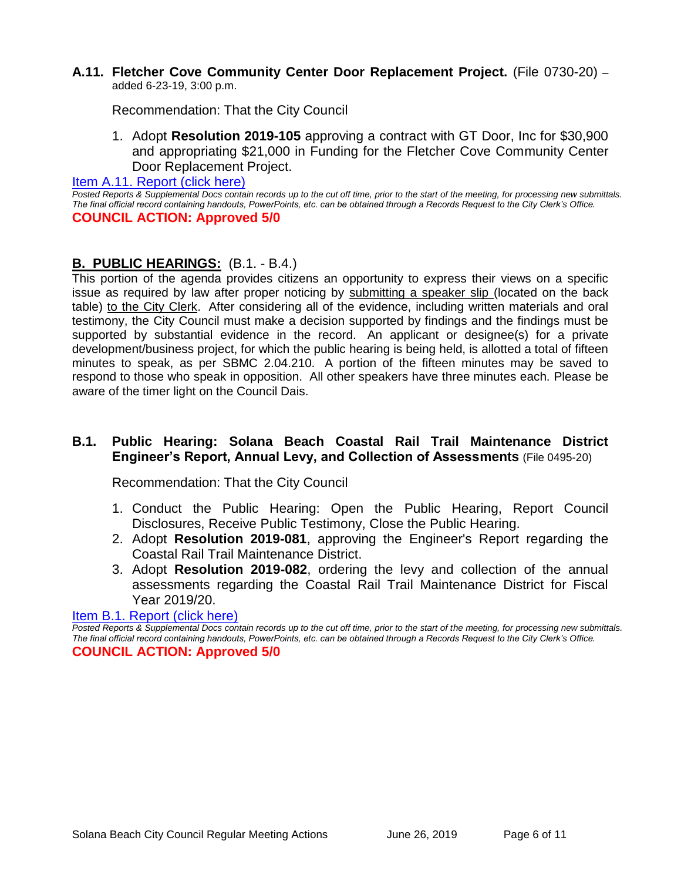**A.11. Fletcher Cove Community Center Door Replacement Project.** (File 0730-20) – added 6-23-19, 3:00 p.m.

Recommendation: That the City Council

1. Adopt **Resolution 2019-105** approving a contract with GT Door, Inc for $30,900 and appropriating $21,000 in Funding for the Fletcher Cove Community Center Door Replacement Project.

Item A.11. Report (click here)

*Posted Reports & Supplemental Docs contain records up to the cut off time, prior to the start of the meeting, for processing new submittals. The final official record containing handouts, PowerPoints, etc. can be obtained through a Records Request to the City Clerk's Office.*

**COUNCIL ACTION: Approved 5/0**

## B. PUBLIC HEARINGS: (B.1. - B.4.)

This portion of the agenda provides citizens an opportunity to express their views on a specific issue as required by law after proper noticing by submitting a speaker slip (located on the back table) to the City Clerk. After considering all of the evidence, including written materials and oral testimony, the City Council must make a decision supported by findings and the findings must be supported by substantial evidence in the record. An applicant or designee(s) for a private development/business project, for which the public hearing is being held, is allotted a total of fifteen minutes to speak, as per SBMC 2.04.210. A portion of the fifteen minutes may be saved to respond to those who speak in opposition. All other speakers have three minutes each. Please be aware of the timer light on the Council Dais.

**B.1. Public Hearing: Solana Beach Coastal Rail Trail Maintenance District Engineer's Report, Annual Levy, and Collection of Assessments** (File 0495-20)

Recommendation: That the City Council

1. Conduct the Public Hearing: Open the Public Hearing, Report Council Disclosures, Receive Public Testimony, Close the Public Hearing.
2. Adopt **Resolution 2019-081**, approving the Engineer's Report regarding the Coastal Rail Trail Maintenance District.
3. Adopt **Resolution 2019-082**, ordering the levy and collection of the annual assessments regarding the Coastal Rail Trail Maintenance District for Fiscal Year 2019/20.

Item B.1. Report (click here)

*Posted Reports & Supplemental Docs contain records up to the cut off time, prior to the start of the meeting, for processing new submittals. The final official record containing handouts, PowerPoints, etc. can be obtained through a Records Request to the City Clerk's Office.*

**COUNCIL ACTION: Approved 5/0**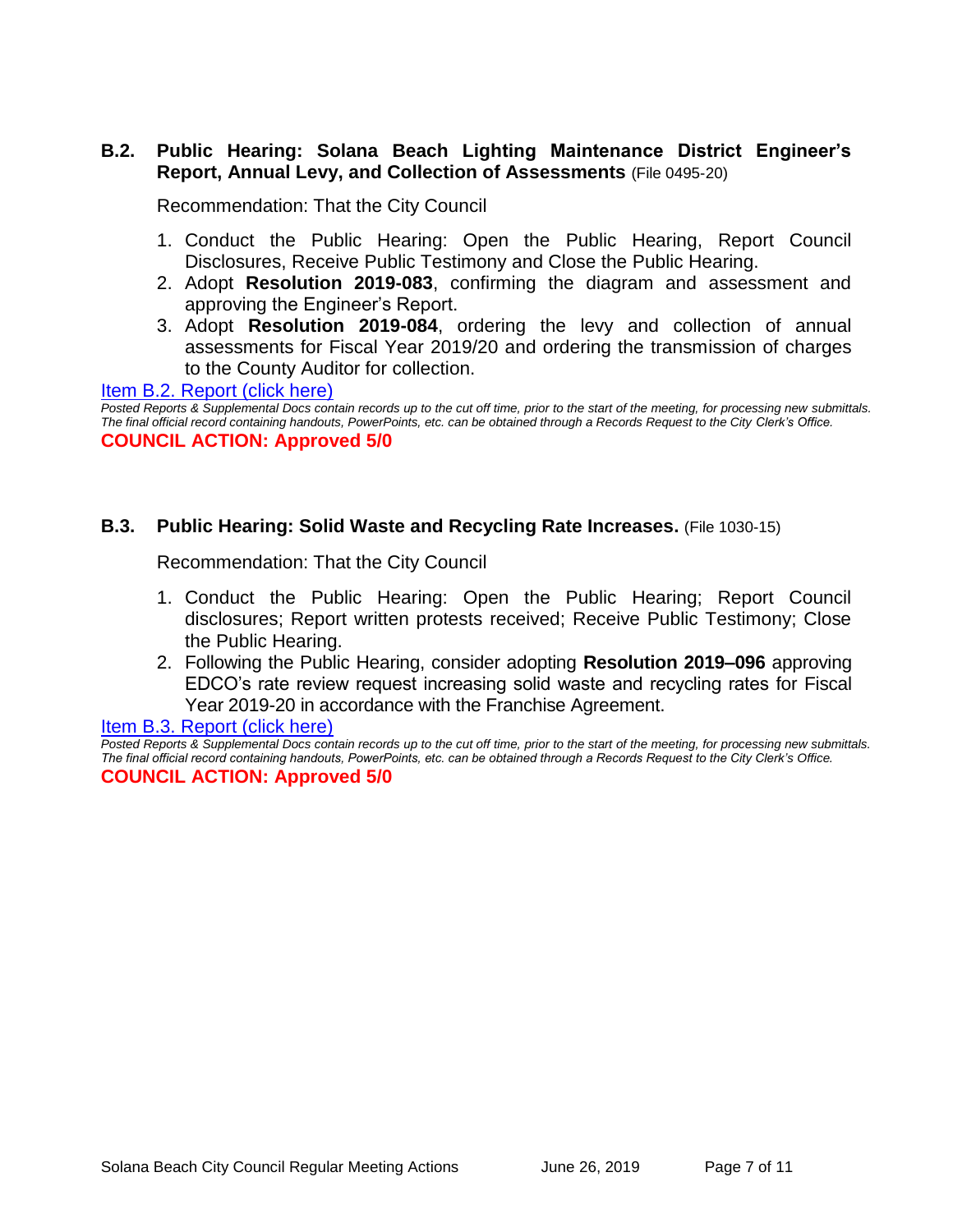### B.2. Public Hearing: Solana Beach Lighting Maintenance District Engineer's Report, Annual Levy, and Collection of Assessments (File 0495-20)

Recommendation: That the City Council

1. Conduct the Public Hearing: Open the Public Hearing, Report Council Disclosures, Receive Public Testimony and Close the Public Hearing.
2. Adopt **Resolution 2019-083**, confirming the diagram and assessment and approving the Engineer's Report.
3. Adopt **Resolution 2019-084**, ordering the levy and collection of annual assessments for Fiscal Year 2019/20 and ordering the transmission of charges to the County Auditor for collection.

Item B.2. Report (click here)

*Posted Reports & Supplemental Docs contain records up to the cut off time, prior to the start of the meeting, for processing new submittals. The final official record containing handouts, PowerPoints, etc. can be obtained through a Records Request to the City Clerk's Office.*

**COUNCIL ACTION: Approved 5/0**

### B.3. Public Hearing: Solid Waste and Recycling Rate Increases. (File 1030-15)

Recommendation: That the City Council

1. Conduct the Public Hearing: Open the Public Hearing; Report Council disclosures; Report written protests received; Receive Public Testimony; Close the Public Hearing.
2. Following the Public Hearing, consider adopting **Resolution 2019–096** approving EDCO's rate review request increasing solid waste and recycling rates for Fiscal Year 2019-20 in accordance with the Franchise Agreement.

Item B.3. Report (click here)

*Posted Reports & Supplemental Docs contain records up to the cut off time, prior to the start of the meeting, for processing new submittals. The final official record containing handouts, PowerPoints, etc. can be obtained through a Records Request to the City Clerk's Office.*

**COUNCIL ACTION: Approved 5/0**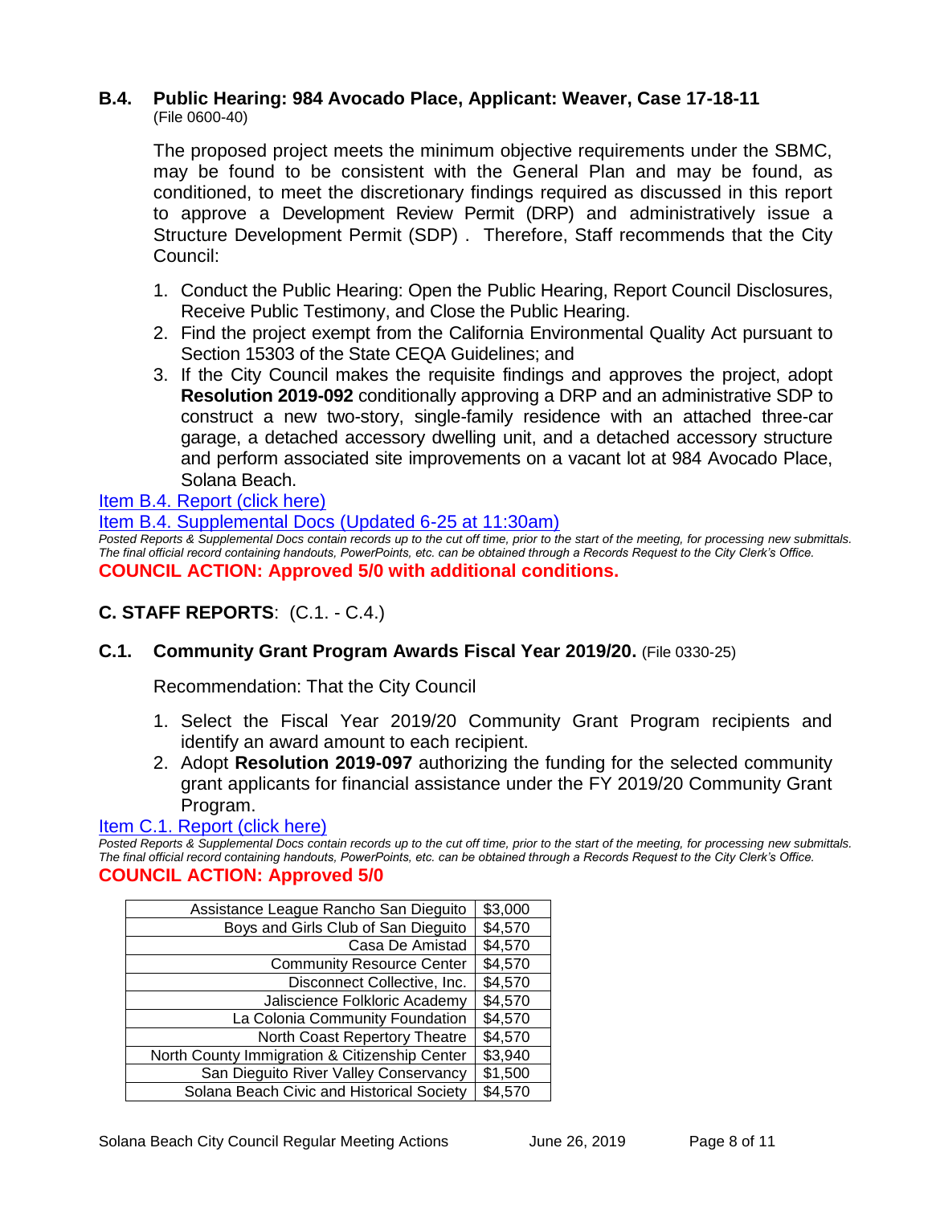### B.4. Public Hearing: 984 Avocado Place, Applicant: Weaver, Case 17-18-11

(File 0600-40)

The proposed project meets the minimum objective requirements under the SBMC, may be found to be consistent with the General Plan and may be found, as conditioned, to meet the discretionary findings required as discussed in this report to approve a Development Review Permit (DRP) and administratively issue a Structure Development Permit (SDP) . Therefore, Staff recommends that the City Council:

1. Conduct the Public Hearing: Open the Public Hearing, Report Council Disclosures, Receive Public Testimony, and Close the Public Hearing.
2. Find the project exempt from the California Environmental Quality Act pursuant to Section 15303 of the State CEQA Guidelines; and
3. If the City Council makes the requisite findings and approves the project, adopt **Resolution 2019-092** conditionally approving a DRP and an administrative SDP to construct a new two-story, single-family residence with an attached three-car garage, a detached accessory dwelling unit, and a detached accessory structure and perform associated site improvements on a vacant lot at 984 Avocado Place, Solana Beach.

Item B.4. Report (click here)

Item B.4. Supplemental Docs (Updated 6-25 at 11:30am)

*Posted Reports & Supplemental Docs contain records up to the cut off time, prior to the start of the meeting, for processing new submittals. The final official record containing handouts, PowerPoints, etc. can be obtained through a Records Request to the City Clerk's Office.*

**COUNCIL ACTION: Approved 5/0 with additional conditions.**

## C. STAFF REPORTS: (C.1. - C.4.)

### C.1. Community Grant Program Awards Fiscal Year 2019/20. (File 0330-25)

Recommendation: That the City Council

1. Select the Fiscal Year 2019/20 Community Grant Program recipients and identify an award amount to each recipient.
2. Adopt **Resolution 2019-097** authorizing the funding for the selected community grant applicants for financial assistance under the FY 2019/20 Community Grant Program.

Item C.1. Report (click here)

*Posted Reports & Supplemental Docs contain records up to the cut off time, prior to the start of the meeting, for processing new submittals. The final official record containing handouts, PowerPoints, etc. can be obtained through a Records Request to the City Clerk's Office.*

**COUNCIL ACTION: Approved 5/0**

| | |
|---|---|
| Assistance League Rancho San Dieguito | $3,000 |
| Boys and Girls Club of San Dieguito | $4,570 |
| Casa De Amistad | $4,570 |
| Community Resource Center | $4,570 |
| Disconnect Collective, Inc. | $4,570 |
| Jaliscience Folkloric Academy | $4,570 |
| La Colonia Community Foundation | $4,570 |
| North Coast Repertory Theatre | $4,570 |
| North County Immigration & Citizenship Center | $3,940 |
| San Dieguito River Valley Conservancy | $1,500 |
| Solana Beach Civic and Historical Society | $4,570 |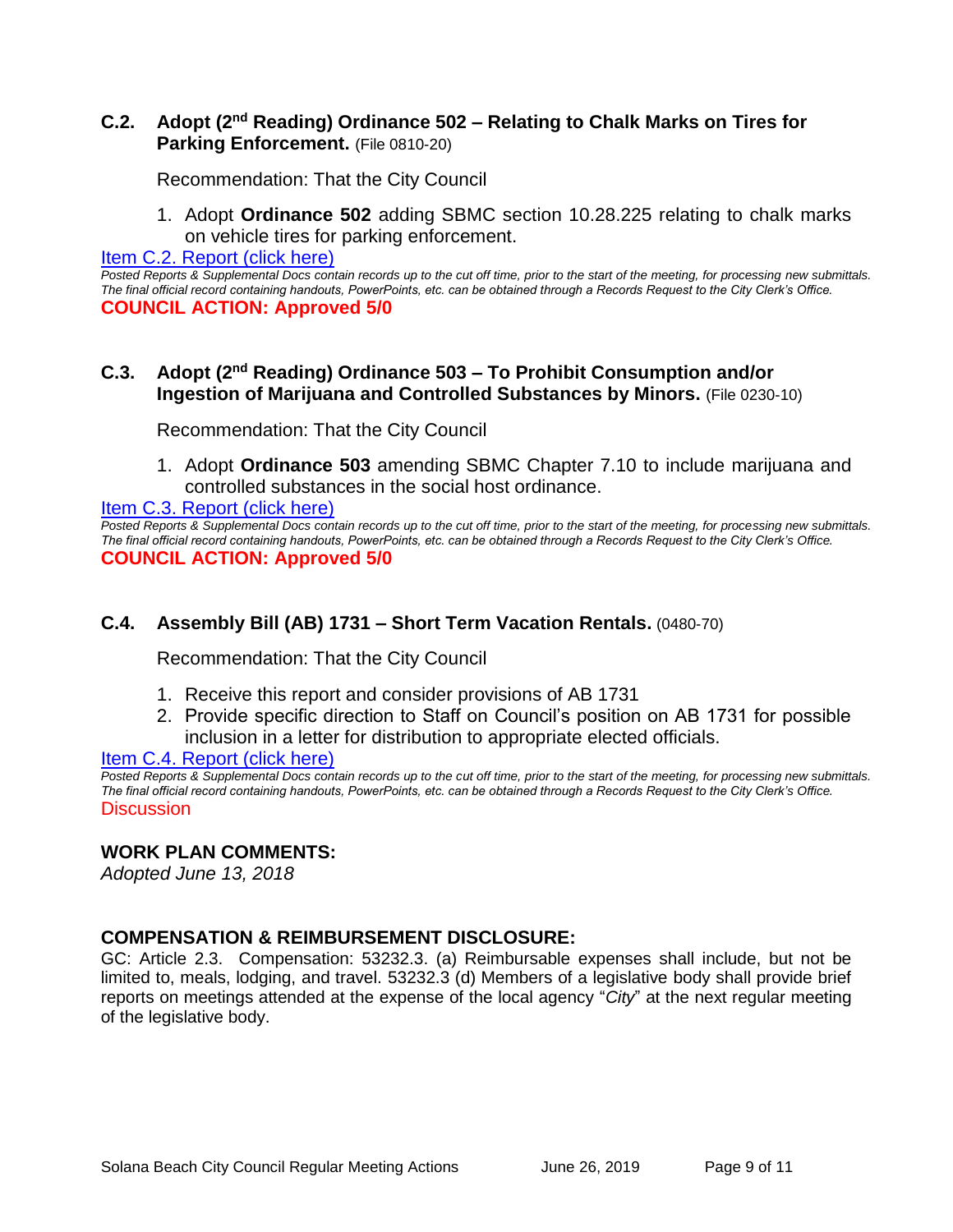### C.2. Adopt (2nd Reading) Ordinance 502 – Relating to Chalk Marks on Tires for Parking Enforcement. (File 0810-20)

Recommendation: That the City Council

1. Adopt **Ordinance 502** adding SBMC section 10.28.225 relating to chalk marks on vehicle tires for parking enforcement.

Item C.2. Report (click here)

*Posted Reports & Supplemental Docs contain records up to the cut off time, prior to the start of the meeting, for processing new submittals. The final official record containing handouts, PowerPoints, etc. can be obtained through a Records Request to the City Clerk's Office.*

**COUNCIL ACTION: Approved 5/0**

### C.3. Adopt (2nd Reading) Ordinance 503 – To Prohibit Consumption and/or Ingestion of Marijuana and Controlled Substances by Minors. (File 0230-10)

Recommendation: That the City Council

1. Adopt **Ordinance 503** amending SBMC Chapter 7.10 to include marijuana and controlled substances in the social host ordinance.

Item C.3. Report (click here)

*Posted Reports & Supplemental Docs contain records up to the cut off time, prior to the start of the meeting, for processing new submittals. The final official record containing handouts, PowerPoints, etc. can be obtained through a Records Request to the City Clerk's Office.*

**COUNCIL ACTION: Approved 5/0**

### C.4. Assembly Bill (AB) 1731 – Short Term Vacation Rentals. (0480-70)

Recommendation: That the City Council

1. Receive this report and consider provisions of AB 1731
2. Provide specific direction to Staff on Council's position on AB 1731 for possible inclusion in a letter for distribution to appropriate elected officials.

Item C.4. Report (click here)

*Posted Reports & Supplemental Docs contain records up to the cut off time, prior to the start of the meeting, for processing new submittals. The final official record containing handouts, PowerPoints, etc. can be obtained through a Records Request to the City Clerk's Office.*

Discussion

## WORK PLAN COMMENTS:

*Adopted June 13, 2018*

## COMPENSATION & REIMBURSEMENT DISCLOSURE:

GC: Article 2.3. Compensation: 53232.3. (a) Reimbursable expenses shall include, but not be limited to, meals, lodging, and travel. 53232.3 (d) Members of a legislative body shall provide brief reports on meetings attended at the expense of the local agency "*City*" at the next regular meeting of the legislative body.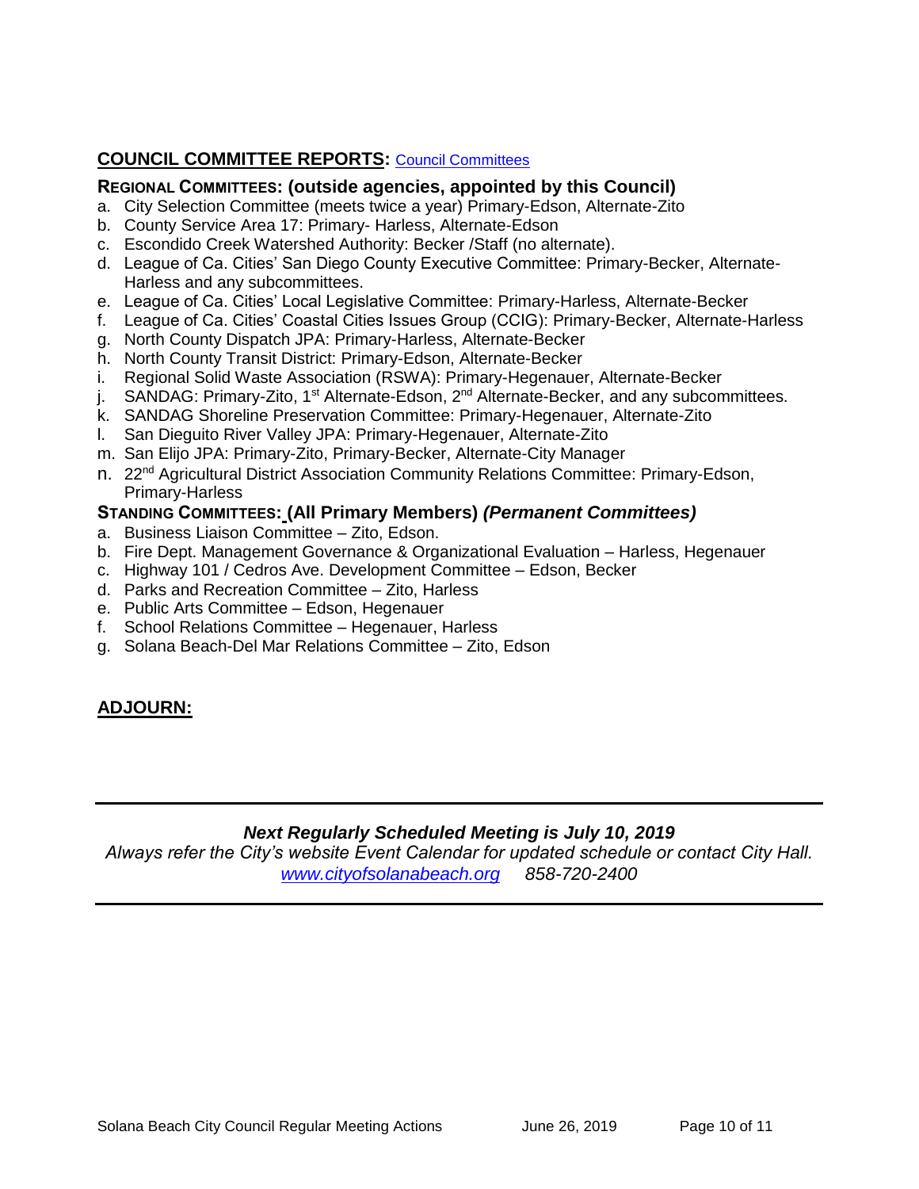## **COUNCIL COMMITTEE REPORTS:** [Council Committees]

### **REGIONAL COMMITTEES: (outside agencies, appointed by this Council)**

a. City Selection Committee (meets twice a year) Primary-Edson, Alternate-Zito
b. County Service Area 17: Primary- Harless, Alternate-Edson
c. Escondido Creek Watershed Authority: Becker /Staff (no alternate).
d. League of Ca. Cities' San Diego County Executive Committee: Primary-Becker, Alternate-Harless and any subcommittees.
e. League of Ca. Cities' Local Legislative Committee: Primary-Harless, Alternate-Becker
f. League of Ca. Cities' Coastal Cities Issues Group (CCIG): Primary-Becker, Alternate-Harless
g. North County Dispatch JPA: Primary-Harless, Alternate-Becker
h. North County Transit District: Primary-Edson, Alternate-Becker
i. Regional Solid Waste Association (RSWA): Primary-Hegenauer, Alternate-Becker
j. SANDAG: Primary-Zito, 1st Alternate-Edson, 2nd Alternate-Becker, and any subcommittees.
k. SANDAG Shoreline Preservation Committee: Primary-Hegenauer, Alternate-Zito
l. San Dieguito River Valley JPA: Primary-Hegenauer, Alternate-Zito
m. San Elijo JPA: Primary-Zito, Primary-Becker, Alternate-City Manager
n. 22nd Agricultural District Association Community Relations Committee: Primary-Edson, Primary-Harless

### **STANDING COMMITTEES: (All Primary Members)** ***(Permanent Committees)***

a. Business Liaison Committee – Zito, Edson.
b. Fire Dept. Management Governance & Organizational Evaluation – Harless, Hegenauer
c. Highway 101 / Cedros Ave. Development Committee – Edson, Becker
d. Parks and Recreation Committee – Zito, Harless
e. Public Arts Committee – Edson, Hegenauer
f. School Relations Committee – Hegenauer, Harless
g. Solana Beach-Del Mar Relations Committee – Zito, Edson

## **ADJOURN:**

---

***Next Regularly Scheduled Meeting is July 10, 2019***

*Always refer the City's website Event Calendar for updated schedule or contact City Hall.*
*[www.cityofsolanabeach.org] 858-720-2400*

---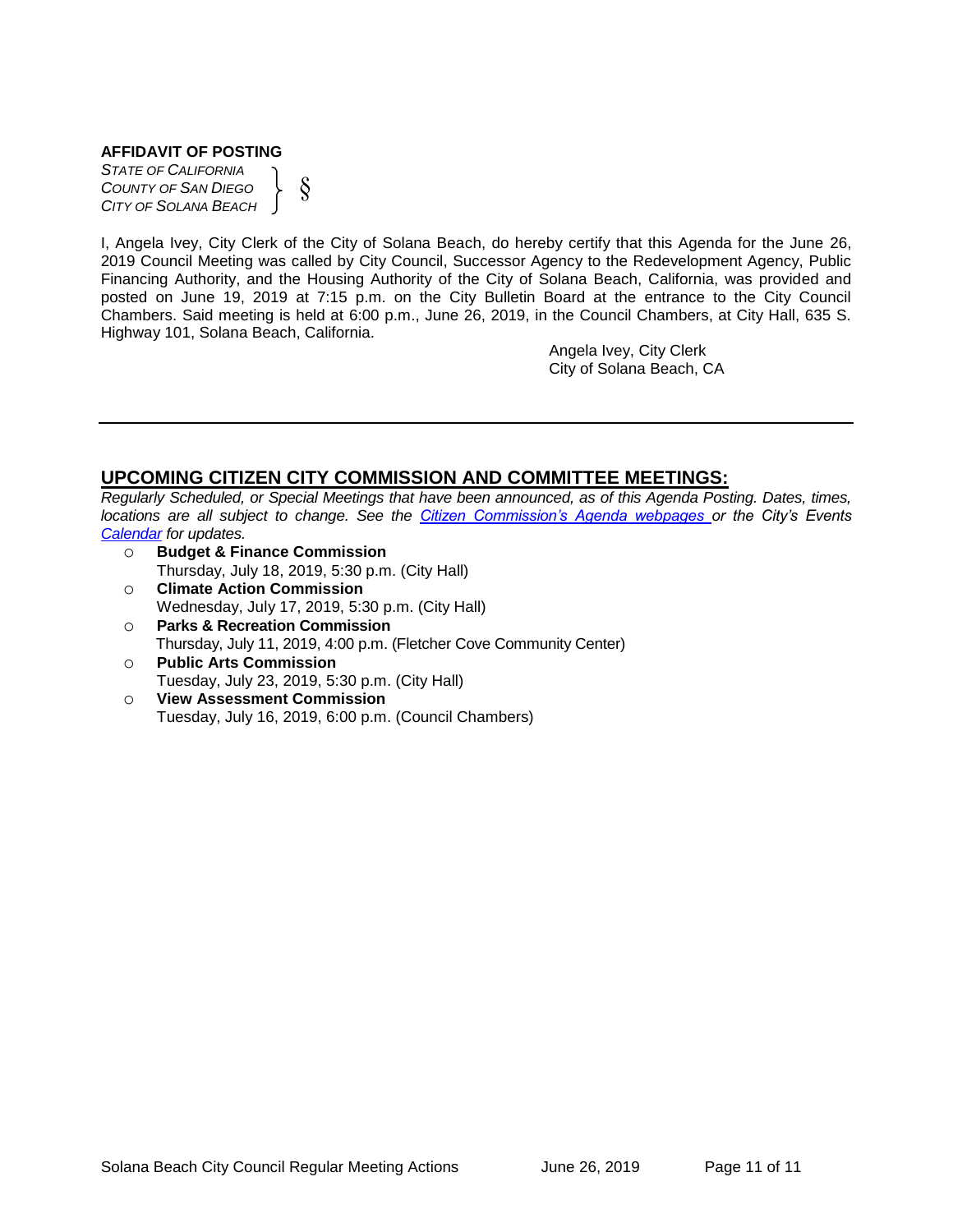**AFFIDAVIT OF POSTING**

*STATE OF CALIFORNIA*
*COUNTY OF SAN DIEGO* } §
*CITY OF SOLANA BEACH*

I, Angela Ivey, City Clerk of the City of Solana Beach, do hereby certify that this Agenda for the June 26, 2019 Council Meeting was called by City Council, Successor Agency to the Redevelopment Agency, Public Financing Authority, and the Housing Authority of the City of Solana Beach, California, was provided and posted on June 19, 2019 at 7:15 p.m. on the City Bulletin Board at the entrance to the City Council Chambers. Said meeting is held at 6:00 p.m., June 26, 2019, in the Council Chambers, at City Hall, 635 S. Highway 101, Solana Beach, California.

Angela Ivey, City Clerk
City of Solana Beach, CA

---

## UPCOMING CITIZEN CITY COMMISSION AND COMMITTEE MEETINGS:

*Regularly Scheduled, or Special Meetings that have been announced, as of this Agenda Posting. Dates, times, locations are all subject to change. See the Citizen Commission's Agenda webpages or the City's Events Calendar for updates.*

- **Budget & Finance Commission**
  Thursday, July 18, 2019, 5:30 p.m. (City Hall)
- **Climate Action Commission**
  Wednesday, July 17, 2019, 5:30 p.m. (City Hall)
- **Parks & Recreation Commission**
  Thursday, July 11, 2019, 4:00 p.m. (Fletcher Cove Community Center)
- **Public Arts Commission**
  Tuesday, July 23, 2019, 5:30 p.m. (City Hall)
- **View Assessment Commission**
  Tuesday, July 16, 2019, 6:00 p.m. (Council Chambers)